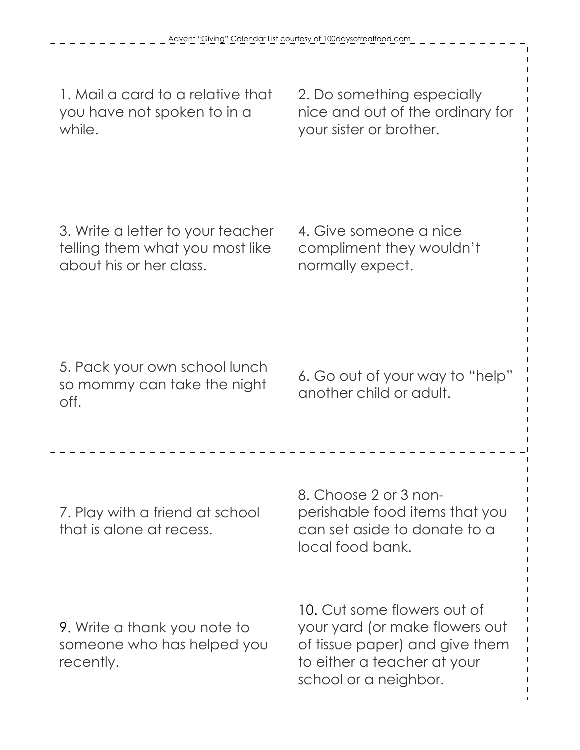Advent "Giving" Calendar List courtesy of 100daysofrealfood.com

| | |
|---|---|
| 1. Mail a card to a relative that you have not spoken to in a while. | 2. Do something especially nice and out of the ordinary for your sister or brother. |
| 3. Write a letter to your teacher telling them what you most like about his or her class. | 4. Give someone a nice compliment they wouldn't normally expect. |
| 5. Pack your own school lunch so mommy can take the night off. | 6. Go out of your way to "help" another child or adult. |
| 7. Play with a friend at school that is alone at recess. | 8. Choose 2 or 3 non-perishable food items that you can set aside to donate to a local food bank. |
| 9. Write a thank you note to someone who has helped you recently. | 10. Cut some flowers out of your yard (or make flowers out of tissue paper) and give them to either a teacher at your school or a neighbor. |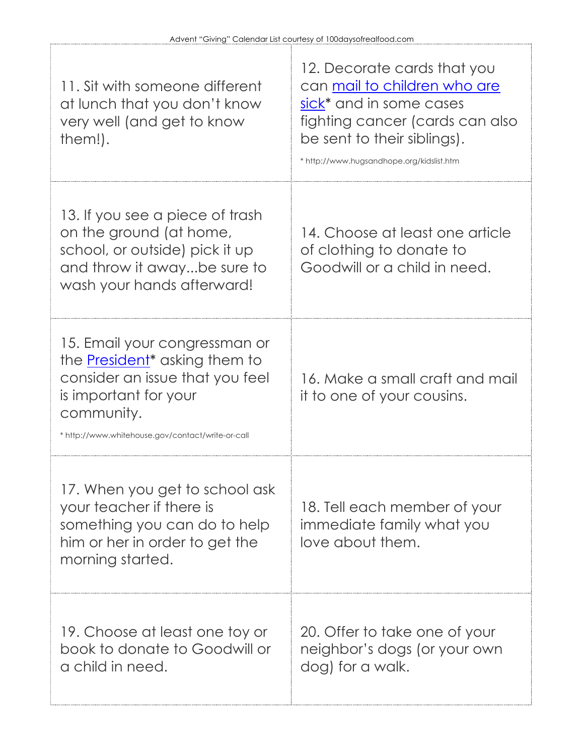| | |
|---|---|
| 11. Sit with someone different at lunch that you don't know very well (and get to know them!). | 12. Decorate cards that you can mail to children who are sick* and in some cases fighting cancer (cards can also be sent to their siblings).<br><br>* http://www.hugsandhope.org/kidslist.htm |
| 13. If you see a piece of trash on the ground (at home, school, or outside) pick it up and throw it away...be sure to wash your hands afterward! | 14. Choose at least one article of clothing to donate to Goodwill or a child in need. |
| 15. Email your congressman or the President* asking them to consider an issue that you feel is important for your community.<br><br>* http://www.whitehouse.gov/contact/write-or-call | 16. Make a small craft and mail it to one of your cousins. |
| 17. When you get to school ask your teacher if there is something you can do to help him or her in order to get the morning started. | 18. Tell each member of your immediate family what you love about them. |
| 19. Choose at least one toy or book to donate to Goodwill or a child in need. | 20. Offer to take one of your neighbor's dogs (or your own dog) for a walk. |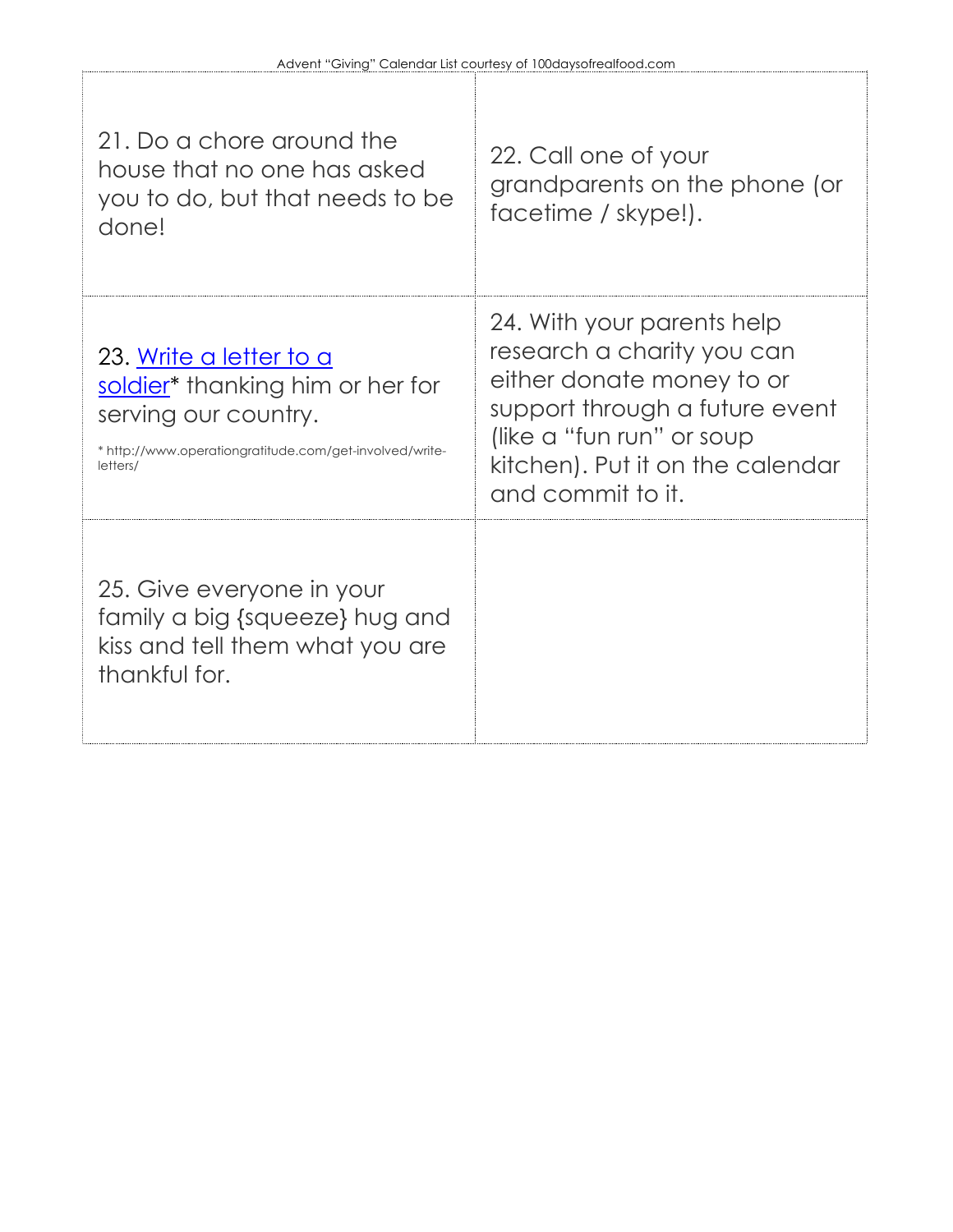| | |
|---|---|
| 21. Do a chore around the house that no one has asked you to do, but that needs to be done! | 22. Call one of your grandparents on the phone (or facetime / skype!). |
| 23. Write a letter to a soldier* thanking him or her for serving our country.<br><br>* http://www.operationgratitude.com/get-involved/write-letters/ | 24. With your parents help research a charity you can either donate money to or support through a future event (like a "fun run" or soup kitchen). Put it on the calendar and commit to it. |
| 25. Give everyone in your family a big {squeeze} hug and kiss and tell them what you are thankful for. | |